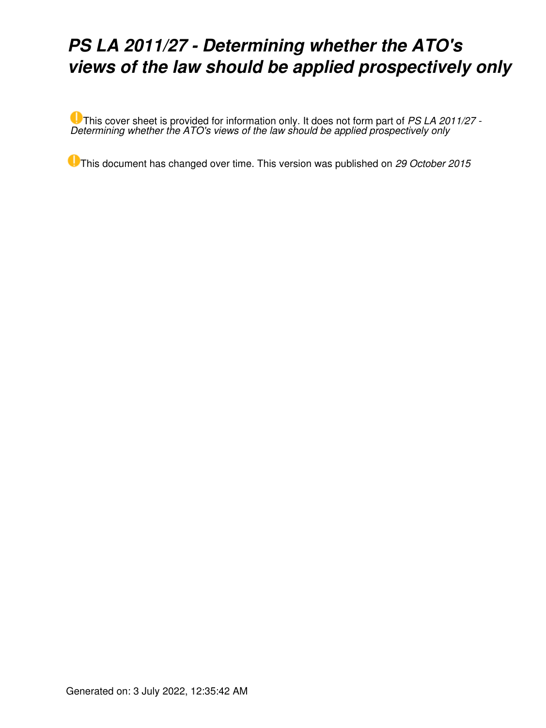# *PS LA 2011/27 - Determining whether the ATO's views of the law should be applied prospectively only*

This cover sheet is provided for information only. It does not form part of *PS LA 2011/27 - Determining whether the ATO's views of the law should be applied prospectively only*

This document has changed over time. This version was published on *29 October 2015*

Generated on: 3 July 2022, 12:35:42 AM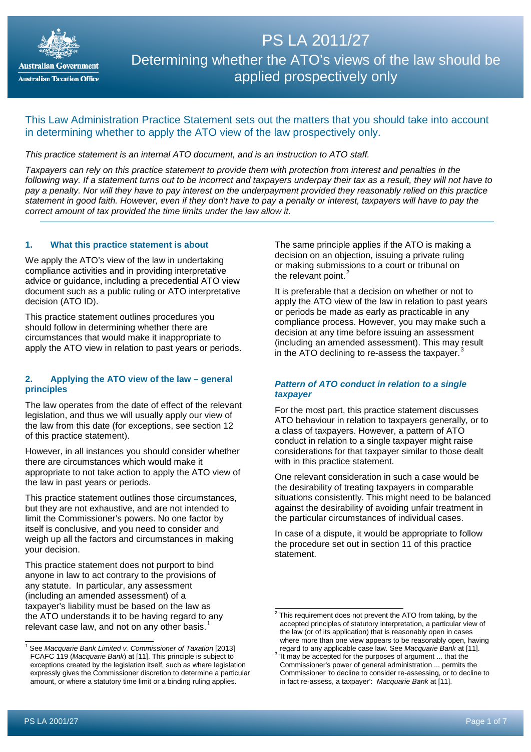# PS LA 2011/27

## Determining whether the ATO's views of the law should be applied prospectively only

This Law Administration Practice Statement sets out the matters that you should take into account in determining whether to apply the ATO view of the law prospectively only.

*This practice statement is an internal ATO document, and is an instruction to ATO staff.*

*Taxpayers can rely on this practice statement to provide them with protection from interest and penalties in the following way. If a statement turns out to be incorrect and taxpayers underpay their tax as a result, they will not have to pay a penalty. Nor will they have to pay interest on the underpayment provided they reasonably relied on this practice statement in good faith. However, even if they don't have to pay a penalty or interest, taxpayers will have to pay the correct amount of tax provided the time limits under the law allow it.*

### 1. What this practice statement is about

We apply the ATO's view of the law in undertaking compliance activities and in providing interpretative advice or guidance, including a precedential ATO view document such as a public ruling or ATO interpretative decision (ATO ID).

This practice statement outlines procedures you should follow in determining whether there are circumstances that would make it inappropriate to apply the ATO view in relation to past years or periods.

### 2. Applying the ATO view of the law – general principles

The law operates from the date of effect of the relevant legislation, and thus we will usually apply our view of the law from this date (for exceptions, see section 12 of this practice statement).

However, in all instances you should consider whether there are circumstances which would make it appropriate to not take action to apply the ATO view of the law in past years or periods.

This practice statement outlines those circumstances, but they are not exhaustive, and are not intended to limit the Commissioner's powers. No one factor by itself is conclusive, and you need to consider and weigh up all the factors and circumstances in making your decision.

This practice statement does not purport to bind anyone in law to act contrary to the provisions of any statute. In particular, any assessment (including an amended assessment) of a taxpayer's liability must be based on the law as the ATO understands it to be having regard to any relevant case law, and not on any other basis.[1]

The same principle applies if the ATO is making a decision on an objection, issuing a private ruling or making submissions to a court or tribunal on the relevant point.[2]

It is preferable that a decision on whether or not to apply the ATO view of the law in relation to past years or periods be made as early as practicable in any compliance process. However, you may make such a decision at any time before issuing an assessment (including an amended assessment). This may result in the ATO declining to re-assess the taxpayer.[3]

#### *Pattern of ATO conduct in relation to a single taxpayer*

For the most part, this practice statement discusses ATO behaviour in relation to taxpayers generally, or to a class of taxpayers. However, a pattern of ATO conduct in relation to a single taxpayer might raise considerations for that taxpayer similar to those dealt with in this practice statement.

One relevant consideration in such a case would be the desirability of treating taxpayers in comparable situations consistently. This might need to be balanced against the desirability of avoiding unfair treatment in the particular circumstances of individual cases.

In case of a dispute, it would be appropriate to follow the procedure set out in section 11 of this practice statement.

---

[1] See *Macquarie Bank Limited v. Commissioner of Taxation* [2013] FCAFC 119 (*Macquarie Bank*) at [11]. This principle is subject to exceptions created by the legislation itself, such as where legislation expressly gives the Commissioner discretion to determine a particular amount, or where a statutory time limit or a binding ruling applies.

[2] This requirement does not prevent the ATO from taking, by the accepted principles of statutory interpretation, a particular view of the law (or of its application) that is reasonably open in cases where more than one view appears to be reasonably open, having regard to any applicable case law. See *Macquarie Bank* at [11].

[3] 'It may be accepted for the purposes of argument ... that the Commissioner's power of general administration ... permits the Commissioner 'to decline to consider re-assessing, or to decline to in fact re-assess, a taxpayer': *Macquarie Bank* at [11].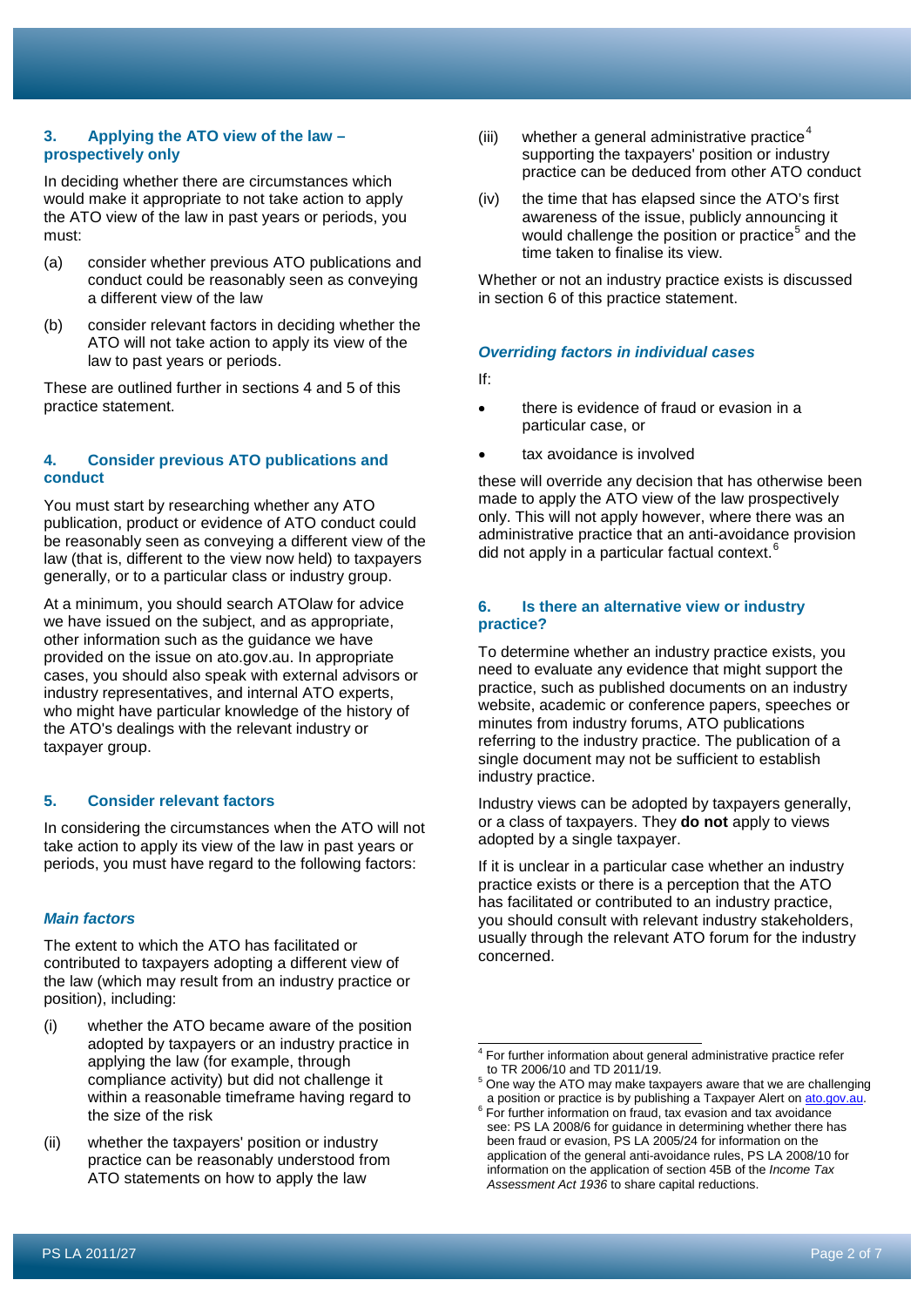## 3. Applying the ATO view of the law – prospectively only

In deciding whether there are circumstances which would make it appropriate to not take action to apply the ATO view of the law in past years or periods, you must:

(a) consider whether previous ATO publications and conduct could be reasonably seen as conveying a different view of the law

(b) consider relevant factors in deciding whether the ATO will not take action to apply its view of the law to past years or periods.

These are outlined further in sections 4 and 5 of this practice statement.

## 4. Consider previous ATO publications and conduct

You must start by researching whether any ATO publication, product or evidence of ATO conduct could be reasonably seen as conveying a different view of the law (that is, different to the view now held) to taxpayers generally, or to a particular class or industry group.

At a minimum, you should search ATOlaw for advice we have issued on the subject, and as appropriate, other information such as the guidance we have provided on the issue on ato.gov.au. In appropriate cases, you should also speak with external advisors or industry representatives, and internal ATO experts, who might have particular knowledge of the history of the ATO's dealings with the relevant industry or taxpayer group.

## 5. Consider relevant factors

In considering the circumstances when the ATO will not take action to apply its view of the law in past years or periods, you must have regard to the following factors:

### *Main factors*

The extent to which the ATO has facilitated or contributed to taxpayers adopting a different view of the law (which may result from an industry practice or position), including:

(i) whether the ATO became aware of the position adopted by taxpayers or an industry practice in applying the law (for example, through compliance activity) but did not challenge it within a reasonable timeframe having regard to the size of the risk

(ii) whether the taxpayers' position or industry practice can be reasonably understood from ATO statements on how to apply the law

(iii) whether a general administrative practice[4] supporting the taxpayers' position or industry practice can be deduced from other ATO conduct

(iv) the time that has elapsed since the ATO's first awareness of the issue, publicly announcing it would challenge the position or practice[5] and the time taken to finalise its view.

Whether or not an industry practice exists is discussed in section 6 of this practice statement.

### *Overriding factors in individual cases*

If:

- there is evidence of fraud or evasion in a particular case, or
- tax avoidance is involved

these will override any decision that has otherwise been made to apply the ATO view of the law prospectively only. This will not apply however, where there was an administrative practice that an anti-avoidance provision did not apply in a particular factual context.[6]

## 6. Is there an alternative view or industry practice?

To determine whether an industry practice exists, you need to evaluate any evidence that might support the practice, such as published documents on an industry website, academic or conference papers, speeches or minutes from industry forums, ATO publications referring to the industry practice. The publication of a single document may not be sufficient to establish industry practice.

Industry views can be adopted by taxpayers generally, or a class of taxpayers. They **do not** apply to views adopted by a single taxpayer.

If it is unclear in a particular case whether an industry practice exists or there is a perception that the ATO has facilitated or contributed to an industry practice, you should consult with relevant industry stakeholders, usually through the relevant ATO forum for the industry concerned.

---

[4] For further information about general administrative practice refer to TR 2006/10 and TD 2011/19.

[5] One way the ATO may make taxpayers aware that we are challenging a position or practice is by publishing a Taxpayer Alert on ato.gov.au.

[6] For further information on fraud, tax evasion and tax avoidance see: PS LA 2008/6 for guidance in determining whether there has been fraud or evasion, PS LA 2005/24 for information on the application of the general anti-avoidance rules, PS LA 2008/10 for information on the application of section 45B of the *Income Tax Assessment Act 1936* to share capital reductions.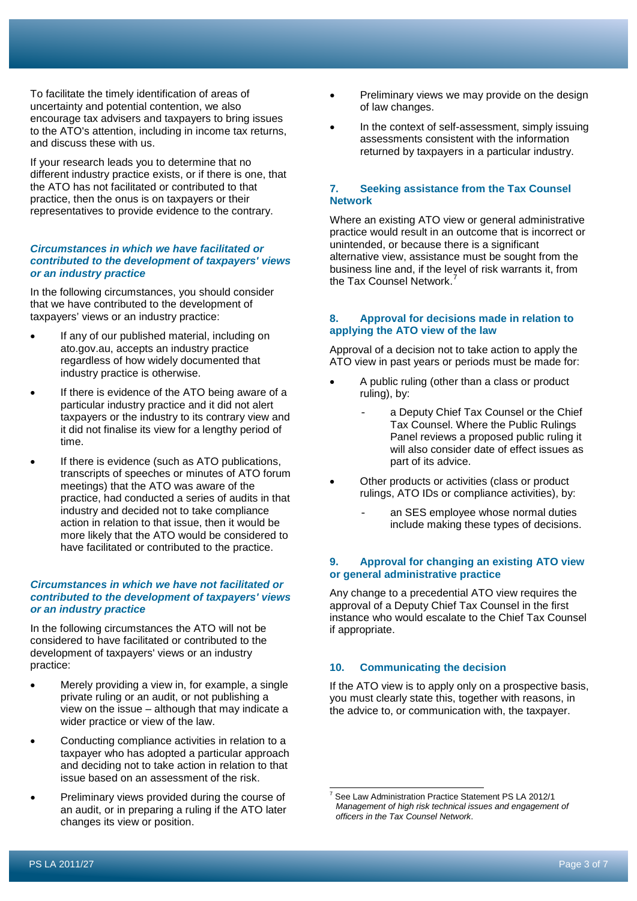To facilitate the timely identification of areas of uncertainty and potential contention, we also encourage tax advisers and taxpayers to bring issues to the ATO's attention, including in income tax returns, and discuss these with us.

If your research leads you to determine that no different industry practice exists, or if there is one, that the ATO has not facilitated or contributed to that practice, then the onus is on taxpayers or their representatives to provide evidence to the contrary.

***Circumstances in which we have facilitated or contributed to the development of taxpayers' views or an industry practice***

In the following circumstances, you should consider that we have contributed to the development of taxpayers' views or an industry practice:

- If any of our published material, including on ato.gov.au, accepts an industry practice regardless of how widely documented that industry practice is otherwise.
- If there is evidence of the ATO being aware of a particular industry practice and it did not alert taxpayers or the industry to its contrary view and it did not finalise its view for a lengthy period of time.
- If there is evidence (such as ATO publications, transcripts of speeches or minutes of ATO forum meetings) that the ATO was aware of the practice, had conducted a series of audits in that industry and decided not to take compliance action in relation to that issue, then it would be more likely that the ATO would be considered to have facilitated or contributed to the practice.

***Circumstances in which we have not facilitated or contributed to the development of taxpayers' views or an industry practice***

In the following circumstances the ATO will not be considered to have facilitated or contributed to the development of taxpayers' views or an industry practice:

- Merely providing a view in, for example, a single private ruling or an audit, or not publishing a view on the issue – although that may indicate a wider practice or view of the law.
- Conducting compliance activities in relation to a taxpayer who has adopted a particular approach and deciding not to take action in relation to that issue based on an assessment of the risk.
- Preliminary views provided during the course of an audit, or in preparing a ruling if the ATO later changes its view or position.
- Preliminary views we may provide on the design of law changes.
- In the context of self-assessment, simply issuing assessments consistent with the information returned by taxpayers in a particular industry.

## 7. Seeking assistance from the Tax Counsel Network

Where an existing ATO view or general administrative practice would result in an outcome that is incorrect or unintended, or because there is a significant alternative view, assistance must be sought from the business line and, if the level of risk warrants it, from the Tax Counsel Network.[7]

## 8. Approval for decisions made in relation to applying the ATO view of the law

Approval of a decision not to take action to apply the ATO view in past years or periods must be made for:

- A public ruling (other than a class or product ruling), by:
  - a Deputy Chief Tax Counsel or the Chief Tax Counsel. Where the Public Rulings Panel reviews a proposed public ruling it will also consider date of effect issues as part of its advice.
- Other products or activities (class or product rulings, ATO IDs or compliance activities), by:
  - an SES employee whose normal duties include making these types of decisions.

## 9. Approval for changing an existing ATO view or general administrative practice

Any change to a precedential ATO view requires the approval of a Deputy Chief Tax Counsel in the first instance who would escalate to the Chief Tax Counsel if appropriate.

## 10. Communicating the decision

If the ATO view is to apply only on a prospective basis, you must clearly state this, together with reasons, in the advice to, or communication with, the taxpayer.

---

[7] See Law Administration Practice Statement PS LA 2012/1 *Management of high risk technical issues and engagement of officers in the Tax Counsel Network*.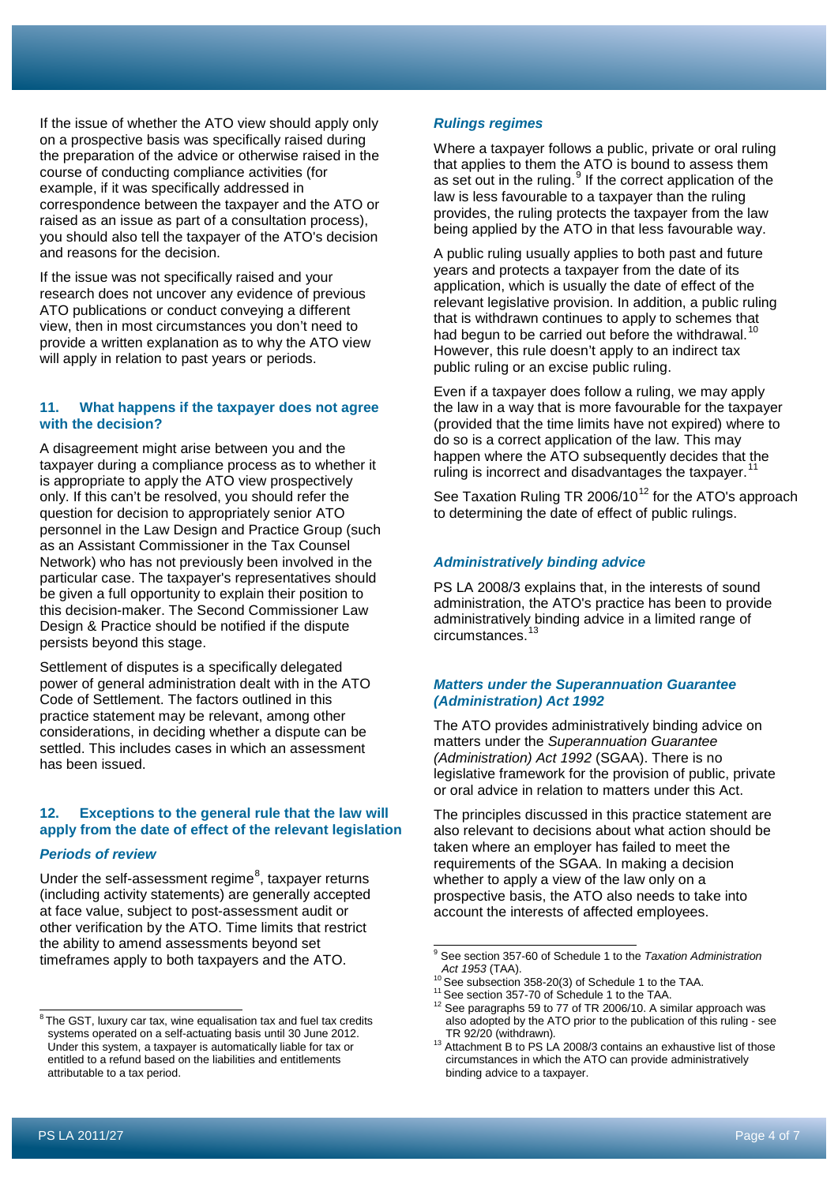If the issue of whether the ATO view should apply only on a prospective basis was specifically raised during the preparation of the advice or otherwise raised in the course of conducting compliance activities (for example, if it was specifically addressed in correspondence between the taxpayer and the ATO or raised as an issue as part of a consultation process), you should also tell the taxpayer of the ATO's decision and reasons for the decision.

If the issue was not specifically raised and your research does not uncover any evidence of previous ATO publications or conduct conveying a different view, then in most circumstances you don't need to provide a written explanation as to why the ATO view will apply in relation to past years or periods.

### 11. What happens if the taxpayer does not agree with the decision?

A disagreement might arise between you and the taxpayer during a compliance process as to whether it is appropriate to apply the ATO view prospectively only. If this can't be resolved, you should refer the question for decision to appropriately senior ATO personnel in the Law Design and Practice Group (such as an Assistant Commissioner in the Tax Counsel Network) who has not previously been involved in the particular case. The taxpayer's representatives should be given a full opportunity to explain their position to this decision-maker. The Second Commissioner Law Design & Practice should be notified if the dispute persists beyond this stage.

Settlement of disputes is a specifically delegated power of general administration dealt with in the ATO Code of Settlement. The factors outlined in this practice statement may be relevant, among other considerations, in deciding whether a dispute can be settled. This includes cases in which an assessment has been issued.

### 12. Exceptions to the general rule that the law will apply from the date of effect of the relevant legislation

#### *Periods of review*

Under the self-assessment regime[8], taxpayer returns (including activity statements) are generally accepted at face value, subject to post-assessment audit or other verification by the ATO. Time limits that restrict the ability to amend assessments beyond set timeframes apply to both taxpayers and the ATO.

#### *Rulings regimes*

Where a taxpayer follows a public, private or oral ruling that applies to them the ATO is bound to assess them as set out in the ruling.[9] If the correct application of the law is less favourable to a taxpayer than the ruling provides, the ruling protects the taxpayer from the law being applied by the ATO in that less favourable way.

A public ruling usually applies to both past and future years and protects a taxpayer from the date of its application, which is usually the date of effect of the relevant legislative provision. In addition, a public ruling that is withdrawn continues to apply to schemes that had begun to be carried out before the withdrawal.[10] However, this rule doesn't apply to an indirect tax public ruling or an excise public ruling.

Even if a taxpayer does follow a ruling, we may apply the law in a way that is more favourable for the taxpayer (provided that the time limits have not expired) where to do so is a correct application of the law. This may happen where the ATO subsequently decides that the ruling is incorrect and disadvantages the taxpayer.[11]

See Taxation Ruling TR 2006/10[12] for the ATO's approach to determining the date of effect of public rulings.

#### *Administratively binding advice*

PS LA 2008/3 explains that, in the interests of sound administration, the ATO's practice has been to provide administratively binding advice in a limited range of circumstances.[13]

#### *Matters under the Superannuation Guarantee (Administration) Act 1992*

The ATO provides administratively binding advice on matters under the *Superannuation Guarantee (Administration) Act 1992* (SGAA). There is no legislative framework for the provision of public, private or oral advice in relation to matters under this Act.

The principles discussed in this practice statement are also relevant to decisions about what action should be taken where an employer has failed to meet the requirements of the SGAA. In making a decision whether to apply a view of the law only on a prospective basis, the ATO also needs to take into account the interests of affected employees.

---

[8] The GST, luxury car tax, wine equalisation tax and fuel tax credits systems operated on a self-actuating basis until 30 June 2012. Under this system, a taxpayer is automatically liable for tax or entitled to a refund based on the liabilities and entitlements attributable to a tax period.

[9] See section 357-60 of Schedule 1 to the *Taxation Administration Act 1953* (TAA).

[10] See subsection 358-20(3) of Schedule 1 to the TAA.

[11] See section 357-70 of Schedule 1 to the TAA.

[12] See paragraphs 59 to 77 of TR 2006/10. A similar approach was also adopted by the ATO prior to the publication of this ruling - see TR 92/20 (withdrawn).

[13] Attachment B to PS LA 2008/3 contains an exhaustive list of those circumstances in which the ATO can provide administratively binding advice to a taxpayer.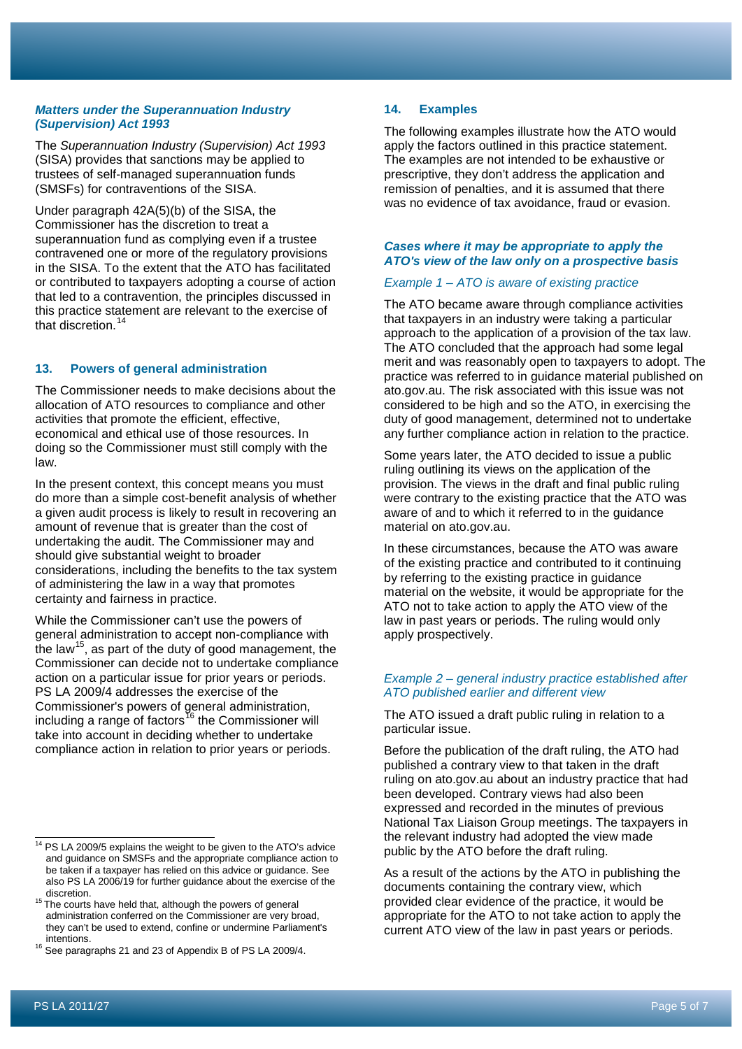### *Matters under the Superannuation Industry (Supervision) Act 1993*

The *Superannuation Industry (Supervision) Act 1993* (SISA) provides that sanctions may be applied to trustees of self-managed superannuation funds (SMSFs) for contraventions of the SISA.

Under paragraph 42A(5)(b) of the SISA, the Commissioner has the discretion to treat a superannuation fund as complying even if a trustee contravened one or more of the regulatory provisions in the SISA. To the extent that the ATO has facilitated or contributed to taxpayers adopting a course of action that led to a contravention, the principles discussed in this practice statement are relevant to the exercise of that discretion.[14]

## 13. Powers of general administration

The Commissioner needs to make decisions about the allocation of ATO resources to compliance and other activities that promote the efficient, effective, economical and ethical use of those resources. In doing so the Commissioner must still comply with the law.

In the present context, this concept means you must do more than a simple cost-benefit analysis of whether a given audit process is likely to result in recovering an amount of revenue that is greater than the cost of undertaking the audit. The Commissioner may and should give substantial weight to broader considerations, including the benefits to the tax system of administering the law in a way that promotes certainty and fairness in practice.

While the Commissioner can't use the powers of general administration to accept non-compliance with the law[15], as part of the duty of good management, the Commissioner can decide not to undertake compliance action on a particular issue for prior years or periods. PS LA 2009/4 addresses the exercise of the Commissioner's powers of general administration, including a range of factors[16] the Commissioner will take into account in deciding whether to undertake compliance action in relation to prior years or periods.

## 14. Examples

The following examples illustrate how the ATO would apply the factors outlined in this practice statement. The examples are not intended to be exhaustive or prescriptive, they don't address the application and remission of penalties, and it is assumed that there was no evidence of tax avoidance, fraud or evasion.

### *Cases where it may be appropriate to apply the ATO's view of the law only on a prospective basis*

*Example 1 – ATO is aware of existing practice*

The ATO became aware through compliance activities that taxpayers in an industry were taking a particular approach to the application of a provision of the tax law. The ATO concluded that the approach had some legal merit and was reasonably open to taxpayers to adopt. The practice was referred to in guidance material published on ato.gov.au. The risk associated with this issue was not considered to be high and so the ATO, in exercising the duty of good management, determined not to undertake any further compliance action in relation to the practice.

Some years later, the ATO decided to issue a public ruling outlining its views on the application of the provision. The views in the draft and final public ruling were contrary to the existing practice that the ATO was aware of and to which it referred to in the guidance material on ato.gov.au.

In these circumstances, because the ATO was aware of the existing practice and contributed to it continuing by referring to the existing practice in guidance material on the website, it would be appropriate for the ATO not to take action to apply the ATO view of the law in past years or periods. The ruling would only apply prospectively.

*Example 2 – general industry practice established after ATO published earlier and different view*

The ATO issued a draft public ruling in relation to a particular issue.

Before the publication of the draft ruling, the ATO had published a contrary view to that taken in the draft ruling on ato.gov.au about an industry practice that had been developed. Contrary views had also been expressed and recorded in the minutes of previous National Tax Liaison Group meetings. The taxpayers in the relevant industry had adopted the view made public by the ATO before the draft ruling.

As a result of the actions by the ATO in publishing the documents containing the contrary view, which provided clear evidence of the practice, it would be appropriate for the ATO to not take action to apply the current ATO view of the law in past years or periods.

---

[14] PS LA 2009/5 explains the weight to be given to the ATO's advice and guidance on SMSFs and the appropriate compliance action to be taken if a taxpayer has relied on this advice or guidance. See also PS LA 2006/19 for further guidance about the exercise of the discretion.

[15] The courts have held that, although the powers of general administration conferred on the Commissioner are very broad, they can't be used to extend, confine or undermine Parliament's intentions.

[16] See paragraphs 21 and 23 of Appendix B of PS LA 2009/4.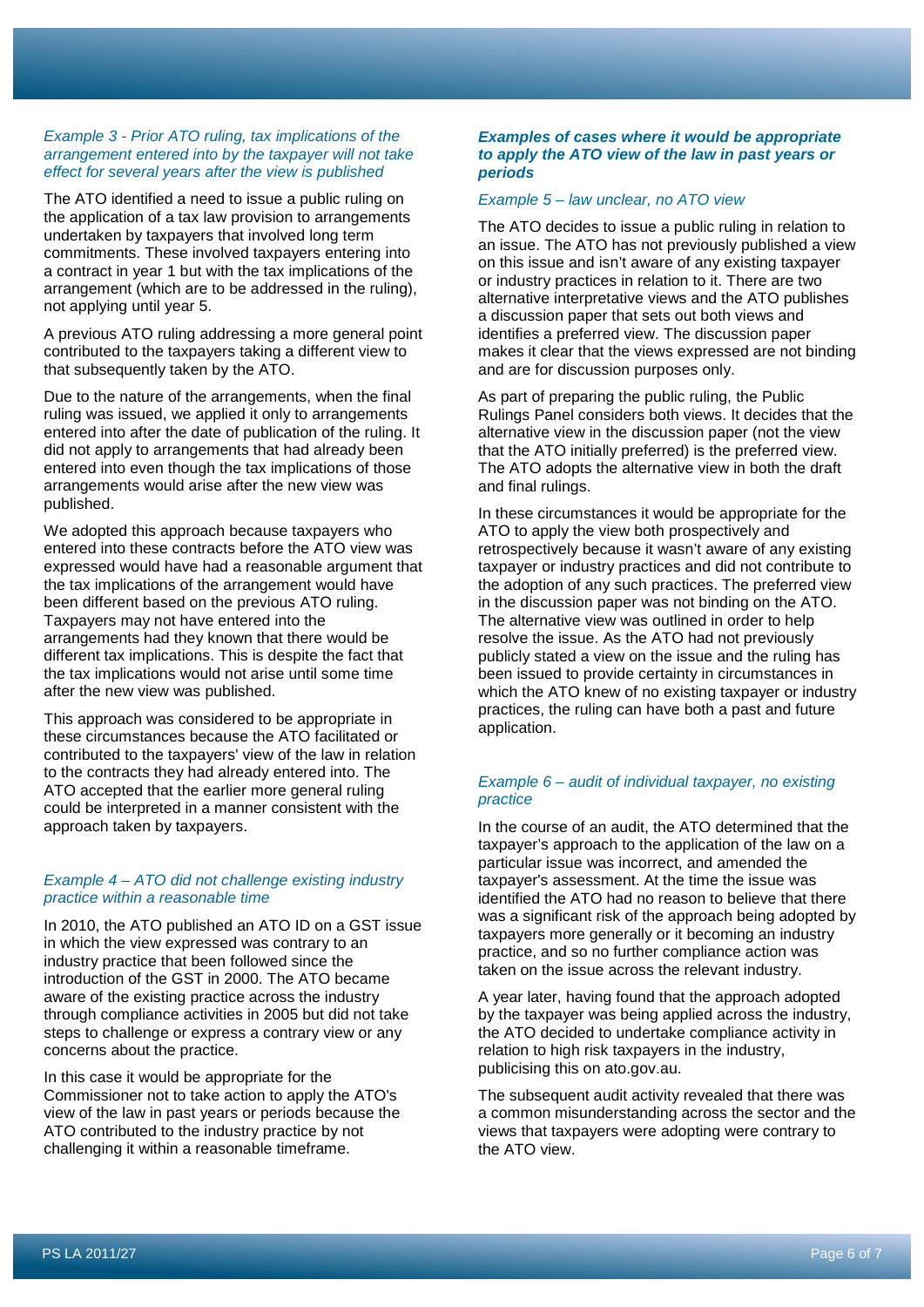*Example 3 - Prior ATO ruling, tax implications of the arrangement entered into by the taxpayer will not take effect for several years after the view is published*

The ATO identified a need to issue a public ruling on the application of a tax law provision to arrangements undertaken by taxpayers that involved long term commitments. These involved taxpayers entering into a contract in year 1 but with the tax implications of the arrangement (which are to be addressed in the ruling), not applying until year 5.

A previous ATO ruling addressing a more general point contributed to the taxpayers taking a different view to that subsequently taken by the ATO.

Due to the nature of the arrangements, when the final ruling was issued, we applied it only to arrangements entered into after the date of publication of the ruling. It did not apply to arrangements that had already been entered into even though the tax implications of those arrangements would arise after the new view was published.

We adopted this approach because taxpayers who entered into these contracts before the ATO view was expressed would have had a reasonable argument that the tax implications of the arrangement would have been different based on the previous ATO ruling. Taxpayers may not have entered into the arrangements had they known that there would be different tax implications. This is despite the fact that the tax implications would not arise until some time after the new view was published.

This approach was considered to be appropriate in these circumstances because the ATO facilitated or contributed to the taxpayers' view of the law in relation to the contracts they had already entered into. The ATO accepted that the earlier more general ruling could be interpreted in a manner consistent with the approach taken by taxpayers.

*Example 4 – ATO did not challenge existing industry practice within a reasonable time*

In 2010, the ATO published an ATO ID on a GST issue in which the view expressed was contrary to an industry practice that been followed since the introduction of the GST in 2000. The ATO became aware of the existing practice across the industry through compliance activities in 2005 but did not take steps to challenge or express a contrary view or any concerns about the practice.

In this case it would be appropriate for the Commissioner not to take action to apply the ATO's view of the law in past years or periods because the ATO contributed to the industry practice by not challenging it within a reasonable timeframe.

***Examples of cases where it would be appropriate to apply the ATO view of the law in past years or periods***

*Example 5 – law unclear, no ATO view*

The ATO decides to issue a public ruling in relation to an issue. The ATO has not previously published a view on this issue and isn't aware of any existing taxpayer or industry practices in relation to it. There are two alternative interpretative views and the ATO publishes a discussion paper that sets out both views and identifies a preferred view. The discussion paper makes it clear that the views expressed are not binding and are for discussion purposes only.

As part of preparing the public ruling, the Public Rulings Panel considers both views. It decides that the alternative view in the discussion paper (not the view that the ATO initially preferred) is the preferred view. The ATO adopts the alternative view in both the draft and final rulings.

In these circumstances it would be appropriate for the ATO to apply the view both prospectively and retrospectively because it wasn't aware of any existing taxpayer or industry practices and did not contribute to the adoption of any such practices. The preferred view in the discussion paper was not binding on the ATO. The alternative view was outlined in order to help resolve the issue. As the ATO had not previously publicly stated a view on the issue and the ruling has been issued to provide certainty in circumstances in which the ATO knew of no existing taxpayer or industry practices, the ruling can have both a past and future application.

*Example 6 – audit of individual taxpayer, no existing practice*

In the course of an audit, the ATO determined that the taxpayer's approach to the application of the law on a particular issue was incorrect, and amended the taxpayer's assessment. At the time the issue was identified the ATO had no reason to believe that there was a significant risk of the approach being adopted by taxpayers more generally or it becoming an industry practice, and so no further compliance action was taken on the issue across the relevant industry.

A year later, having found that the approach adopted by the taxpayer was being applied across the industry, the ATO decided to undertake compliance activity in relation to high risk taxpayers in the industry, publicising this on ato.gov.au.

The subsequent audit activity revealed that there was a common misunderstanding across the sector and the views that taxpayers were adopting were contrary to the ATO view.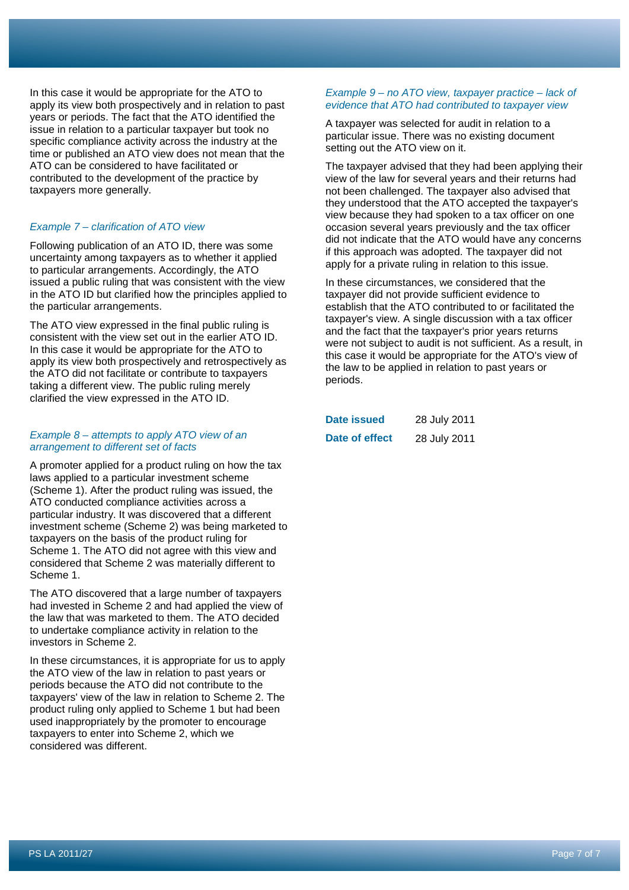In this case it would be appropriate for the ATO to apply its view both prospectively and in relation to past years or periods. The fact that the ATO identified the issue in relation to a particular taxpayer but took no specific compliance activity across the industry at the time or published an ATO view does not mean that the ATO can be considered to have facilitated or contributed to the development of the practice by taxpayers more generally.

*Example 7 – clarification of ATO view*

Following publication of an ATO ID, there was some uncertainty among taxpayers as to whether it applied to particular arrangements. Accordingly, the ATO issued a public ruling that was consistent with the view in the ATO ID but clarified how the principles applied to the particular arrangements.

The ATO view expressed in the final public ruling is consistent with the view set out in the earlier ATO ID. In this case it would be appropriate for the ATO to apply its view both prospectively and retrospectively as the ATO did not facilitate or contribute to taxpayers taking a different view. The public ruling merely clarified the view expressed in the ATO ID.

*Example 8 – attempts to apply ATO view of an arrangement to different set of facts*

A promoter applied for a product ruling on how the tax laws applied to a particular investment scheme (Scheme 1). After the product ruling was issued, the ATO conducted compliance activities across a particular industry. It was discovered that a different investment scheme (Scheme 2) was being marketed to taxpayers on the basis of the product ruling for Scheme 1. The ATO did not agree with this view and considered that Scheme 2 was materially different to Scheme 1.

The ATO discovered that a large number of taxpayers had invested in Scheme 2 and had applied the view of the law that was marketed to them. The ATO decided to undertake compliance activity in relation to the investors in Scheme 2.

In these circumstances, it is appropriate for us to apply the ATO view of the law in relation to past years or periods because the ATO did not contribute to the taxpayers' view of the law in relation to Scheme 2. The product ruling only applied to Scheme 1 but had been used inappropriately by the promoter to encourage taxpayers to enter into Scheme 2, which we considered was different.

*Example 9 – no ATO view, taxpayer practice – lack of evidence that ATO had contributed to taxpayer view*

A taxpayer was selected for audit in relation to a particular issue. There was no existing document setting out the ATO view on it.

The taxpayer advised that they had been applying their view of the law for several years and their returns had not been challenged. The taxpayer also advised that they understood that the ATO accepted the taxpayer's view because they had spoken to a tax officer on one occasion several years previously and the tax officer did not indicate that the ATO would have any concerns if this approach was adopted. The taxpayer did not apply for a private ruling in relation to this issue.

In these circumstances, we considered that the taxpayer did not provide sufficient evidence to establish that the ATO contributed to or facilitated the taxpayer's view. A single discussion with a tax officer and the fact that the taxpayer's prior years returns were not subject to audit is not sufficient. As a result, in this case it would be appropriate for the ATO's view of the law to be applied in relation to past years or periods.

| | |
|---|---|
| **Date issued** | 28 July 2011 |
| **Date of effect** | 28 July 2011 |